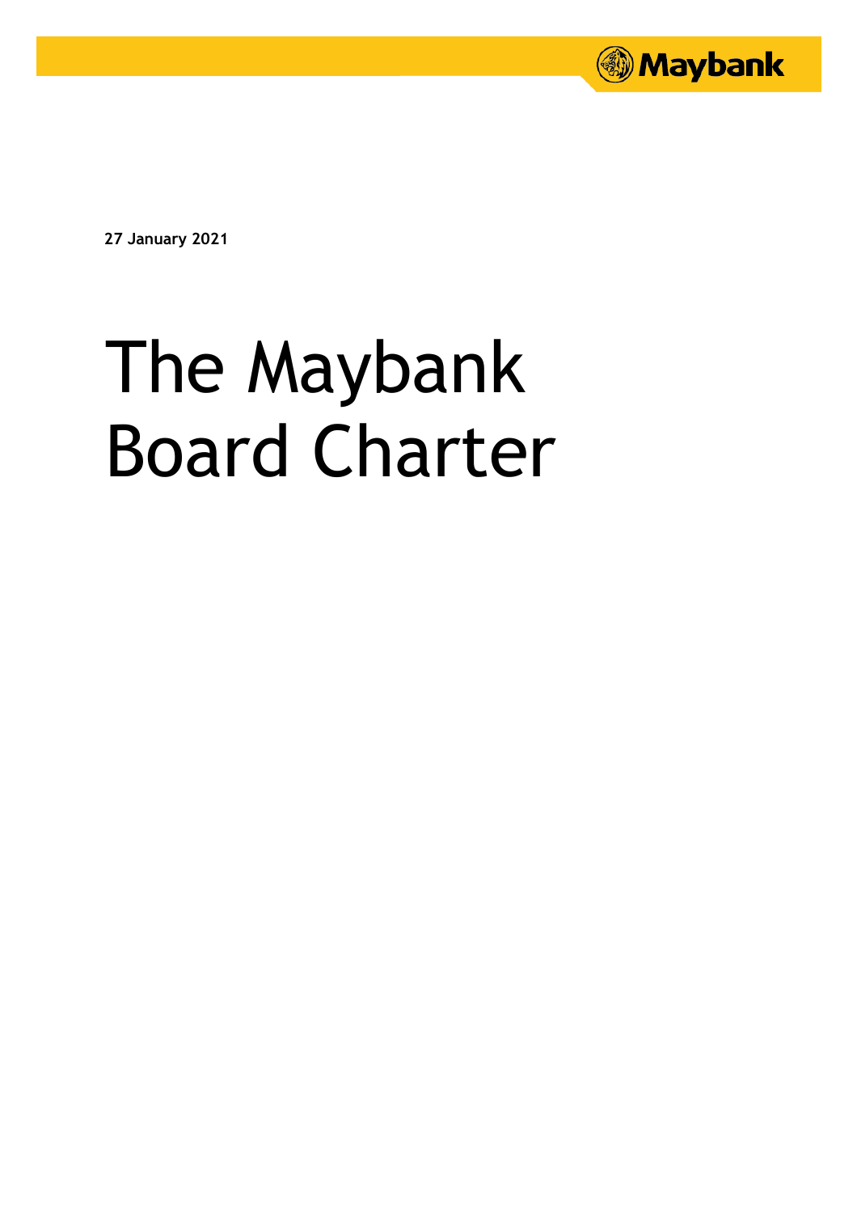**27 January 2021**

# The Maybank Board Charter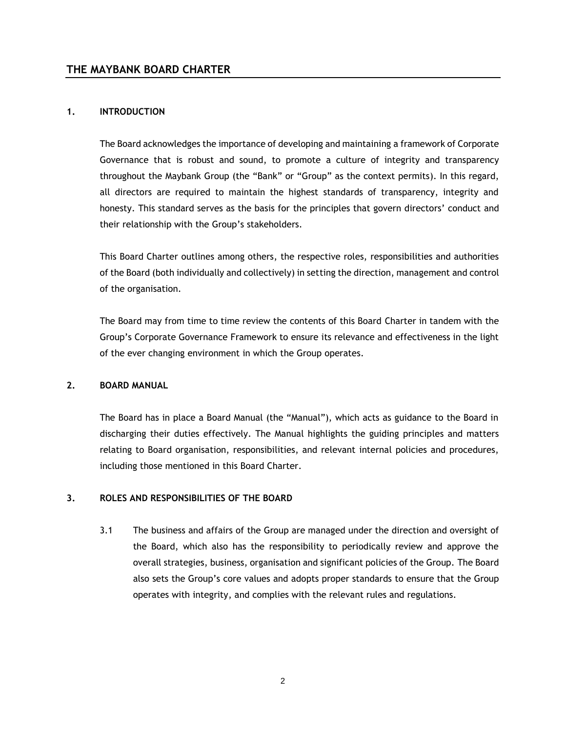## THE MAYBANK BOARD CHARTER

### 1. INTRODUCTION

The Board acknowledges the importance of developing and maintaining a framework of Corporate Governance that is robust and sound, to promote a culture of integrity and transparency throughout the Maybank Group (the "Bank" or "Group" as the context permits). In this regard, all directors are required to maintain the highest standards of transparency, integrity and honesty. This standard serves as the basis for the principles that govern directors' conduct and their relationship with the Group's stakeholders.

This Board Charter outlines among others, the respective roles, responsibilities and authorities of the Board (both individually and collectively) in setting the direction, management and control of the organisation.

The Board may from time to time review the contents of this Board Charter in tandem with the Group's Corporate Governance Framework to ensure its relevance and effectiveness in the light of the ever changing environment in which the Group operates.

### 2. BOARD MANUAL

The Board has in place a Board Manual (the "Manual"), which acts as guidance to the Board in discharging their duties effectively. The Manual highlights the guiding principles and matters relating to Board organisation, responsibilities, and relevant internal policies and procedures, including those mentioned in this Board Charter.

### 3. ROLES AND RESPONSIBILITIES OF THE BOARD

3.1 The business and affairs of the Group are managed under the direction and oversight of the Board, which also has the responsibility to periodically review and approve the overall strategies, business, organisation and significant policies of the Group. The Board also sets the Group's core values and adopts proper standards to ensure that the Group operates with integrity, and complies with the relevant rules and regulations.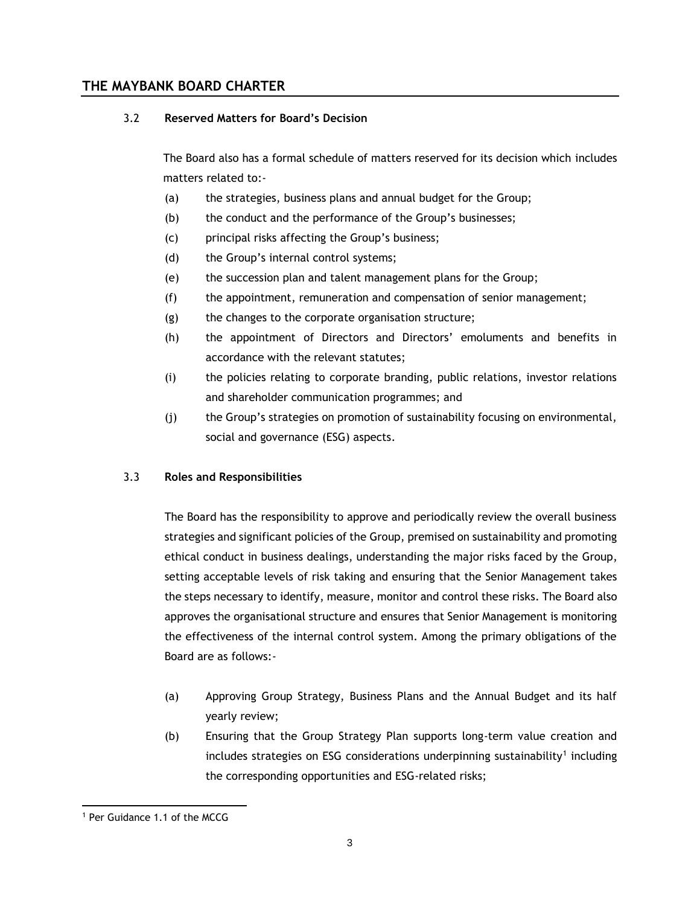### 3.2 Reserved Matters for Board's Decision

The Board also has a formal schedule of matters reserved for its decision which includes matters related to:-

(a) the strategies, business plans and annual budget for the Group;

(b) the conduct and the performance of the Group's businesses;

(c) principal risks affecting the Group's business;

(d) the Group's internal control systems;

(e) the succession plan and talent management plans for the Group;

(f) the appointment, remuneration and compensation of senior management;

(g) the changes to the corporate organisation structure;

(h) the appointment of Directors and Directors' emoluments and benefits in accordance with the relevant statutes;

(i) the policies relating to corporate branding, public relations, investor relations and shareholder communication programmes; and

(j) the Group's strategies on promotion of sustainability focusing on environmental, social and governance (ESG) aspects.

### 3.3 Roles and Responsibilities

The Board has the responsibility to approve and periodically review the overall business strategies and significant policies of the Group, premised on sustainability and promoting ethical conduct in business dealings, understanding the major risks faced by the Group, setting acceptable levels of risk taking and ensuring that the Senior Management takes the steps necessary to identify, measure, monitor and control these risks. The Board also approves the organisational structure and ensures that Senior Management is monitoring the effectiveness of the internal control system. Among the primary obligations of the Board are as follows:-

(a) Approving Group Strategy, Business Plans and the Annual Budget and its half yearly review;

(b) Ensuring that the Group Strategy Plan supports long-term value creation and includes strategies on ESG considerations underpinning sustainability[1] including the corresponding opportunities and ESG-related risks;

---

[1] Per Guidance 1.1 of the MCCG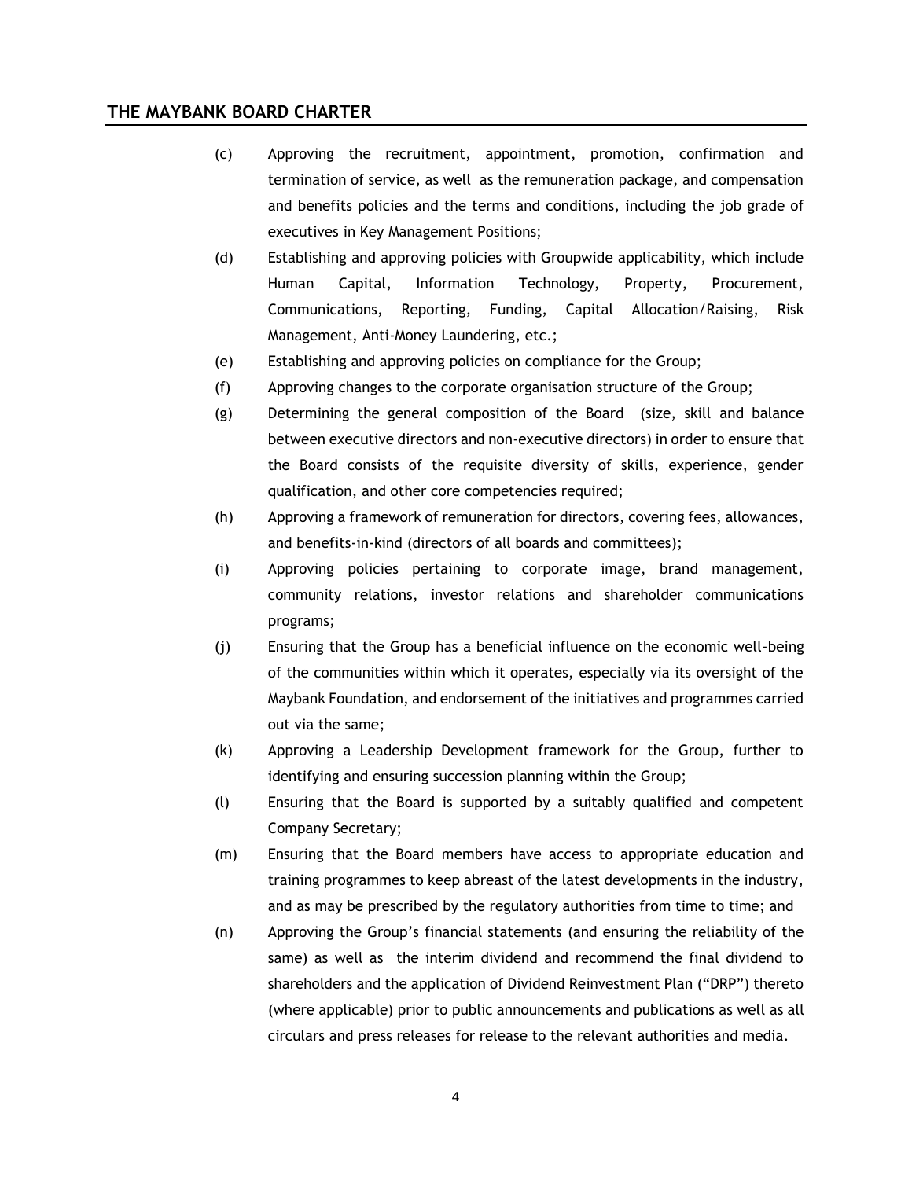(c) Approving the recruitment, appointment, promotion, confirmation and termination of service, as well as the remuneration package, and compensation and benefits policies and the terms and conditions, including the job grade of executives in Key Management Positions;

(d) Establishing and approving policies with Groupwide applicability, which include Human Capital, Information Technology, Property, Procurement, Communications, Reporting, Funding, Capital Allocation/Raising, Risk Management, Anti-Money Laundering, etc.;

(e) Establishing and approving policies on compliance for the Group;

(f) Approving changes to the corporate organisation structure of the Group;

(g) Determining the general composition of the Board (size, skill and balance between executive directors and non-executive directors) in order to ensure that the Board consists of the requisite diversity of skills, experience, gender qualification, and other core competencies required;

(h) Approving a framework of remuneration for directors, covering fees, allowances, and benefits-in-kind (directors of all boards and committees);

(i) Approving policies pertaining to corporate image, brand management, community relations, investor relations and shareholder communications programs;

(j) Ensuring that the Group has a beneficial influence on the economic well-being of the communities within which it operates, especially via its oversight of the Maybank Foundation, and endorsement of the initiatives and programmes carried out via the same;

(k) Approving a Leadership Development framework for the Group, further to identifying and ensuring succession planning within the Group;

(l) Ensuring that the Board is supported by a suitably qualified and competent Company Secretary;

(m) Ensuring that the Board members have access to appropriate education and training programmes to keep abreast of the latest developments in the industry, and as may be prescribed by the regulatory authorities from time to time; and

(n) Approving the Group's financial statements (and ensuring the reliability of the same) as well as the interim dividend and recommend the final dividend to shareholders and the application of Dividend Reinvestment Plan ("DRP") thereto (where applicable) prior to public announcements and publications as well as all circulars and press releases for release to the relevant authorities and media.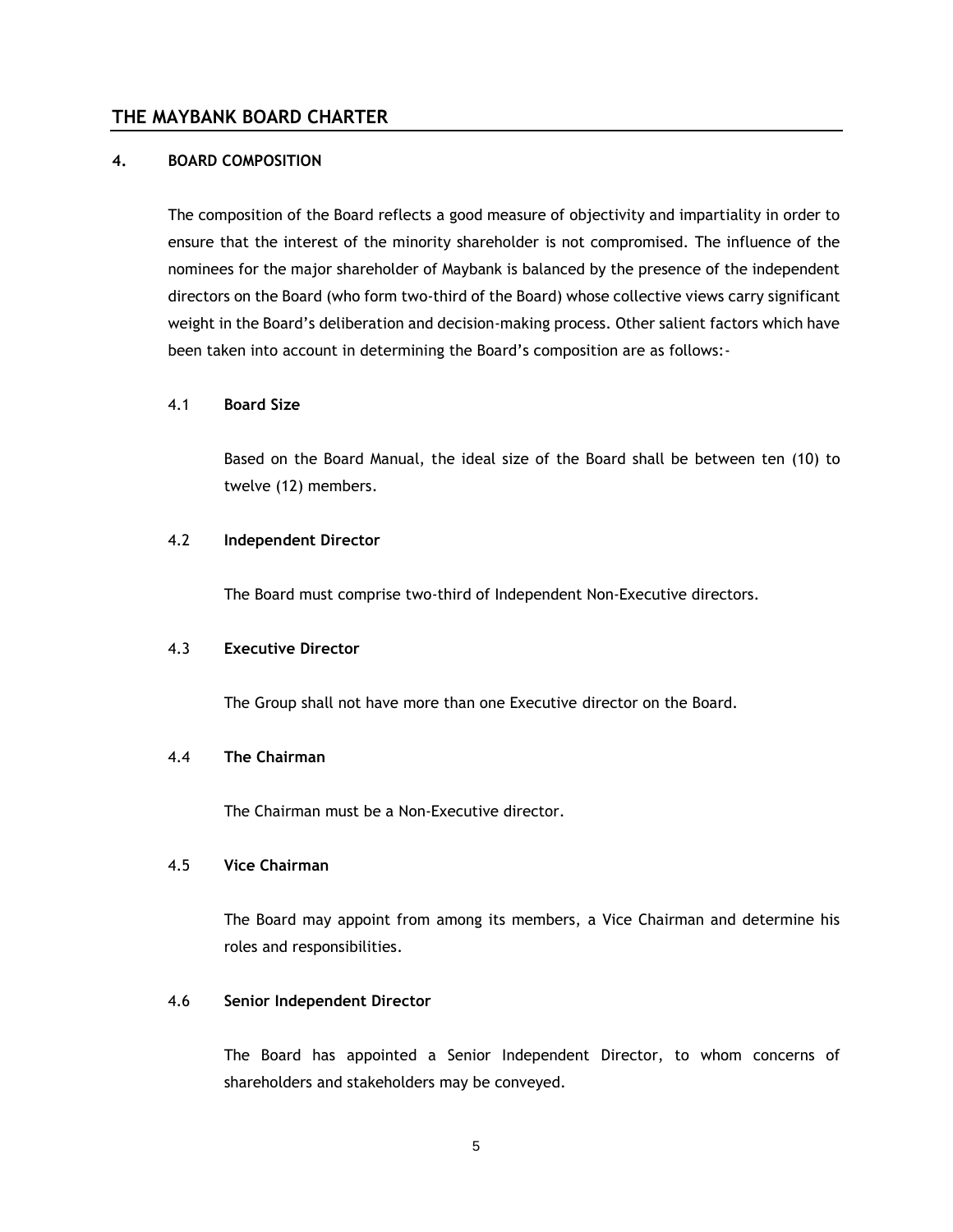## 4. BOARD COMPOSITION

The composition of the Board reflects a good measure of objectivity and impartiality in order to ensure that the interest of the minority shareholder is not compromised. The influence of the nominees for the major shareholder of Maybank is balanced by the presence of the independent directors on the Board (who form two-third of the Board) whose collective views carry significant weight in the Board's deliberation and decision-making process. Other salient factors which have been taken into account in determining the Board's composition are as follows:-

### 4.1 Board Size

Based on the Board Manual, the ideal size of the Board shall be between ten (10) to twelve (12) members.

### 4.2 Independent Director

The Board must comprise two-third of Independent Non-Executive directors.

### 4.3 Executive Director

The Group shall not have more than one Executive director on the Board.

### 4.4 The Chairman

The Chairman must be a Non-Executive director.

### 4.5 Vice Chairman

The Board may appoint from among its members, a Vice Chairman and determine his roles and responsibilities.

### 4.6 Senior Independent Director

The Board has appointed a Senior Independent Director, to whom concerns of shareholders and stakeholders may be conveyed.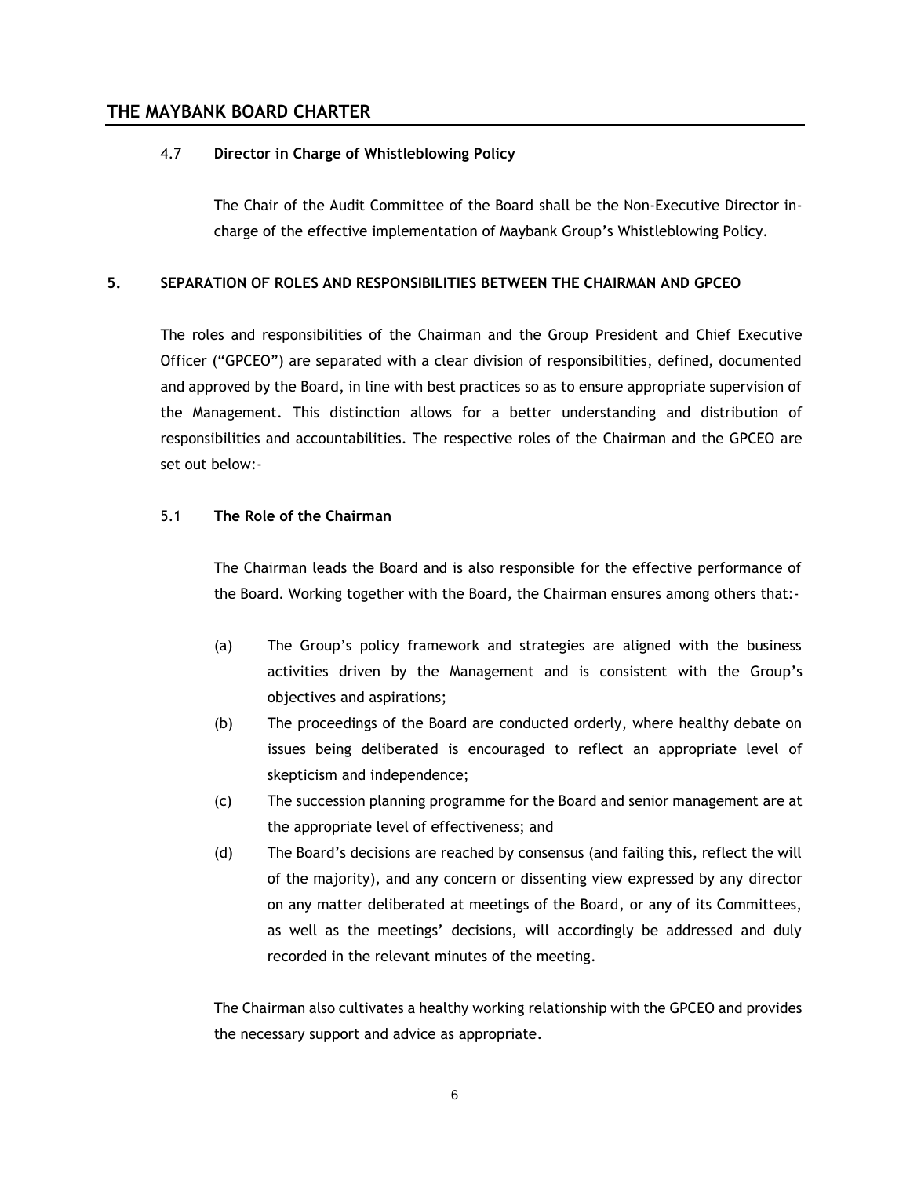#### 4.7 **Director in Charge of Whistleblowing Policy**

The Chair of the Audit Committee of the Board shall be the Non-Executive Director in-charge of the effective implementation of Maybank Group's Whistleblowing Policy.

## 5. SEPARATION OF ROLES AND RESPONSIBILITIES BETWEEN THE CHAIRMAN AND GPCEO

The roles and responsibilities of the Chairman and the Group President and Chief Executive Officer ("GPCEO") are separated with a clear division of responsibilities, defined, documented and approved by the Board, in line with best practices so as to ensure appropriate supervision of the Management. This distinction allows for a better understanding and distribution of responsibilities and accountabilities. The respective roles of the Chairman and the GPCEO are set out below:-

### 5.1 **The Role of the Chairman**

The Chairman leads the Board and is also responsible for the effective performance of the Board. Working together with the Board, the Chairman ensures among others that:-

(a) The Group's policy framework and strategies are aligned with the business activities driven by the Management and is consistent with the Group's objectives and aspirations;

(b) The proceedings of the Board are conducted orderly, where healthy debate on issues being deliberated is encouraged to reflect an appropriate level of skepticism and independence;

(c) The succession planning programme for the Board and senior management are at the appropriate level of effectiveness; and

(d) The Board's decisions are reached by consensus (and failing this, reflect the will of the majority), and any concern or dissenting view expressed by any director on any matter deliberated at meetings of the Board, or any of its Committees, as well as the meetings' decisions, will accordingly be addressed and duly recorded in the relevant minutes of the meeting.

The Chairman also cultivates a healthy working relationship with the GPCEO and provides the necessary support and advice as appropriate.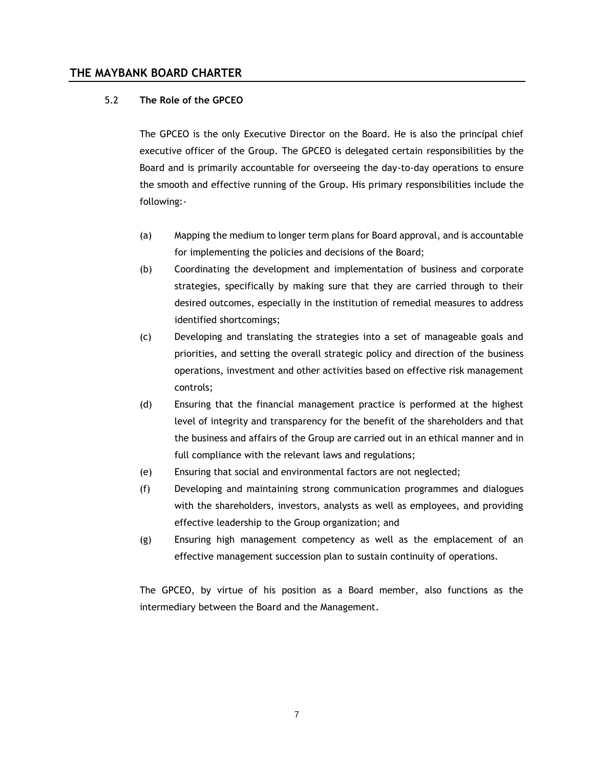### 5.2 The Role of the GPCEO

The GPCEO is the only Executive Director on the Board. He is also the principal chief executive officer of the Group. The GPCEO is delegated certain responsibilities by the Board and is primarily accountable for overseeing the day-to-day operations to ensure the smooth and effective running of the Group. His primary responsibilities include the following:-

(a) Mapping the medium to longer term plans for Board approval, and is accountable for implementing the policies and decisions of the Board;

(b) Coordinating the development and implementation of business and corporate strategies, specifically by making sure that they are carried through to their desired outcomes, especially in the institution of remedial measures to address identified shortcomings;

(c) Developing and translating the strategies into a set of manageable goals and priorities, and setting the overall strategic policy and direction of the business operations, investment and other activities based on effective risk management controls;

(d) Ensuring that the financial management practice is performed at the highest level of integrity and transparency for the benefit of the shareholders and that the business and affairs of the Group are carried out in an ethical manner and in full compliance with the relevant laws and regulations;

(e) Ensuring that social and environmental factors are not neglected;

(f) Developing and maintaining strong communication programmes and dialogues with the shareholders, investors, analysts as well as employees, and providing effective leadership to the Group organization; and

(g) Ensuring high management competency as well as the emplacement of an effective management succession plan to sustain continuity of operations.

The GPCEO, by virtue of his position as a Board member, also functions as the intermediary between the Board and the Management.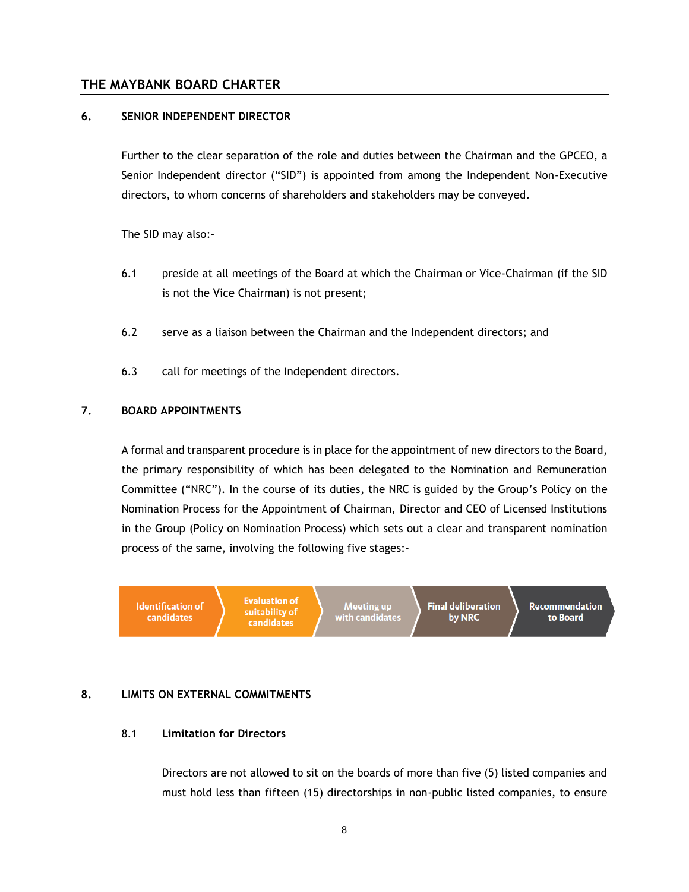## 6. SENIOR INDEPENDENT DIRECTOR

Further to the clear separation of the role and duties between the Chairman and the GPCEO, a Senior Independent director ("SID") is appointed from among the Independent Non-Executive directors, to whom concerns of shareholders and stakeholders may be conveyed.

The SID may also:-

6.1 preside at all meetings of the Board at which the Chairman or Vice-Chairman (if the SID is not the Vice Chairman) is not present;

6.2 serve as a liaison between the Chairman and the Independent directors; and

6.3 call for meetings of the Independent directors.

## 7. BOARD APPOINTMENTS

A formal and transparent procedure is in place for the appointment of new directors to the Board, the primary responsibility of which has been delegated to the Nomination and Remuneration Committee ("NRC"). In the course of its duties, the NRC is guided by the Group's Policy on the Nomination Process for the Appointment of Chairman, Director and CEO of Licensed Institutions in the Group (Policy on Nomination Process) which sets out a clear and transparent nomination process of the same, involving the following five stages:-

Identification of candidates → Evaluation of suitability of candidates → Meeting up with candidates → Final deliberation by NRC → Recommendation to Board

## 8. LIMITS ON EXTERNAL COMMITMENTS

### 8.1 Limitation for Directors

Directors are not allowed to sit on the boards of more than five (5) listed companies and must hold less than fifteen (15) directorships in non-public listed companies, to ensure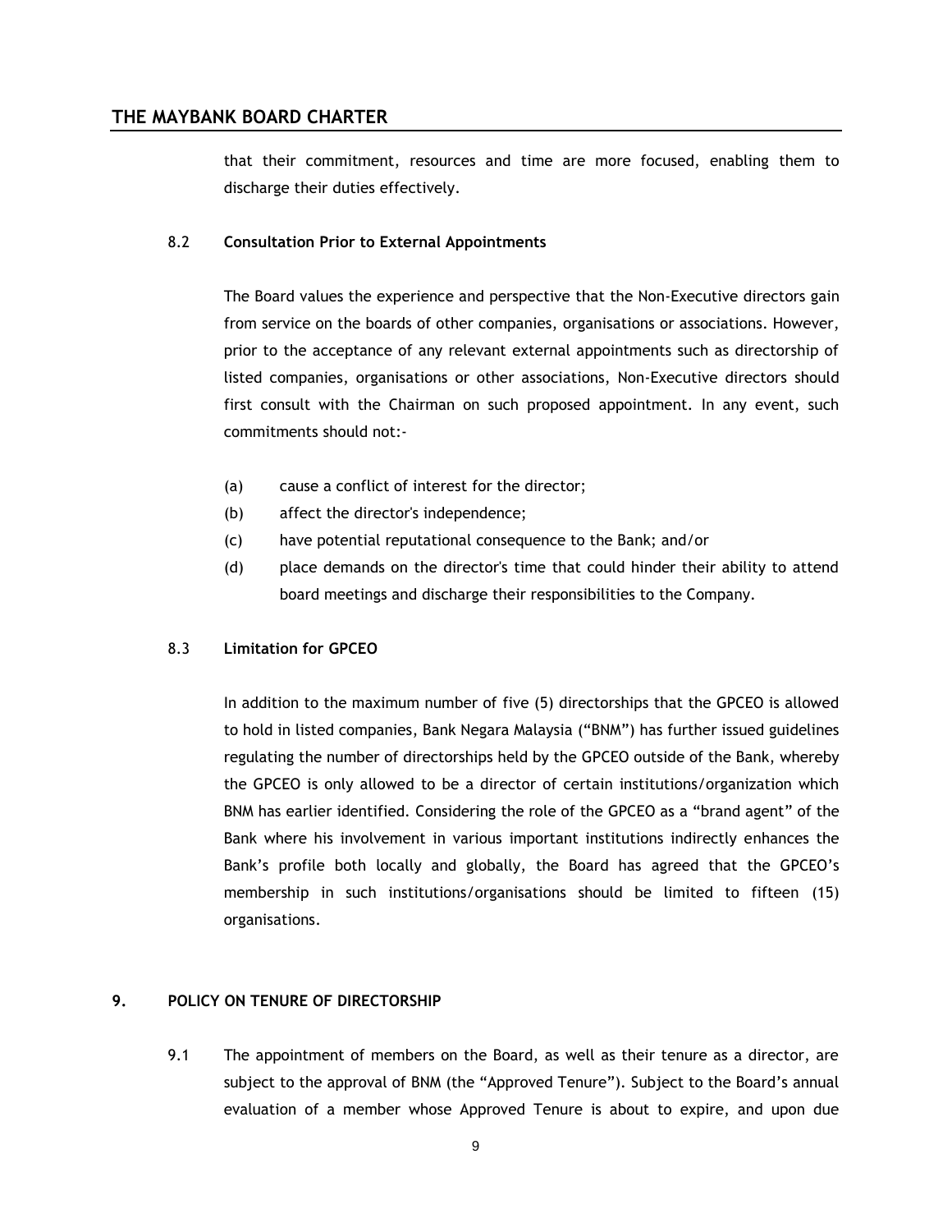that their commitment, resources and time are more focused, enabling them to discharge their duties effectively.

### 8.2 Consultation Prior to External Appointments

The Board values the experience and perspective that the Non-Executive directors gain from service on the boards of other companies, organisations or associations. However, prior to the acceptance of any relevant external appointments such as directorship of listed companies, organisations or other associations, Non-Executive directors should first consult with the Chairman on such proposed appointment. In any event, such commitments should not:-

(a) cause a conflict of interest for the director;

(b) affect the director's independence;

(c) have potential reputational consequence to the Bank; and/or

(d) place demands on the director's time that could hinder their ability to attend board meetings and discharge their responsibilities to the Company.

### 8.3 Limitation for GPCEO

In addition to the maximum number of five (5) directorships that the GPCEO is allowed to hold in listed companies, Bank Negara Malaysia ("BNM") has further issued guidelines regulating the number of directorships held by the GPCEO outside of the Bank, whereby the GPCEO is only allowed to be a director of certain institutions/organization which BNM has earlier identified. Considering the role of the GPCEO as a "brand agent" of the Bank where his involvement in various important institutions indirectly enhances the Bank's profile both locally and globally, the Board has agreed that the GPCEO's membership in such institutions/organisations should be limited to fifteen (15) organisations.

## 9. POLICY ON TENURE OF DIRECTORSHIP

9.1 The appointment of members on the Board, as well as their tenure as a director, are subject to the approval of BNM (the "Approved Tenure"). Subject to the Board's annual evaluation of a member whose Approved Tenure is about to expire, and upon due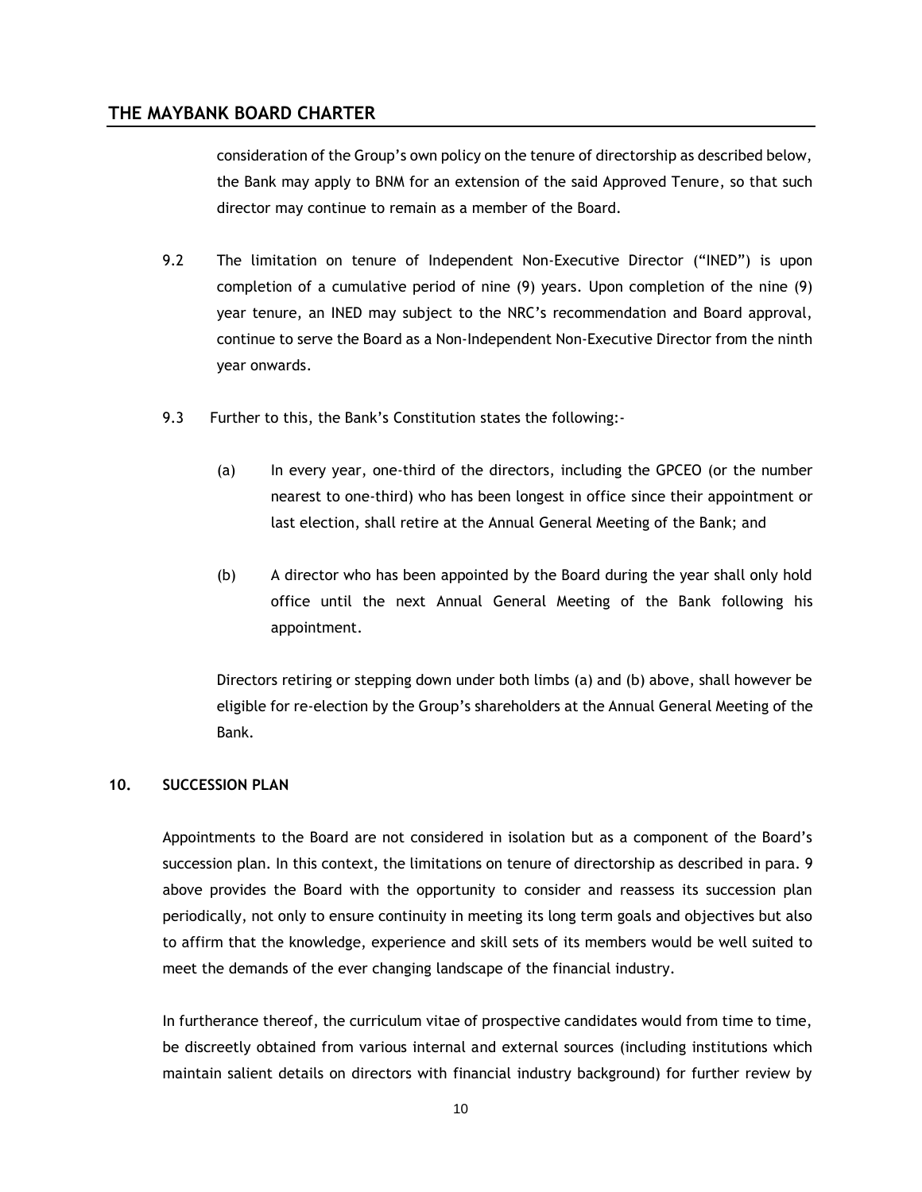consideration of the Group's own policy on the tenure of directorship as described below, the Bank may apply to BNM for an extension of the said Approved Tenure, so that such director may continue to remain as a member of the Board.

9.2 The limitation on tenure of Independent Non-Executive Director ("INED") is upon completion of a cumulative period of nine (9) years. Upon completion of the nine (9) year tenure, an INED may subject to the NRC's recommendation and Board approval, continue to serve the Board as a Non-Independent Non-Executive Director from the ninth year onwards.

9.3 Further to this, the Bank's Constitution states the following:-

(a) In every year, one-third of the directors, including the GPCEO (or the number nearest to one-third) who has been longest in office since their appointment or last election, shall retire at the Annual General Meeting of the Bank; and

(b) A director who has been appointed by the Board during the year shall only hold office until the next Annual General Meeting of the Bank following his appointment.

Directors retiring or stepping down under both limbs (a) and (b) above, shall however be eligible for re-election by the Group's shareholders at the Annual General Meeting of the Bank.

## 10. SUCCESSION PLAN

Appointments to the Board are not considered in isolation but as a component of the Board's succession plan. In this context, the limitations on tenure of directorship as described in para. 9 above provides the Board with the opportunity to consider and reassess its succession plan periodically, not only to ensure continuity in meeting its long term goals and objectives but also to affirm that the knowledge, experience and skill sets of its members would be well suited to meet the demands of the ever changing landscape of the financial industry.

In furtherance thereof, the curriculum vitae of prospective candidates would from time to time, be discreetly obtained from various internal and external sources (including institutions which maintain salient details on directors with financial industry background) for further review by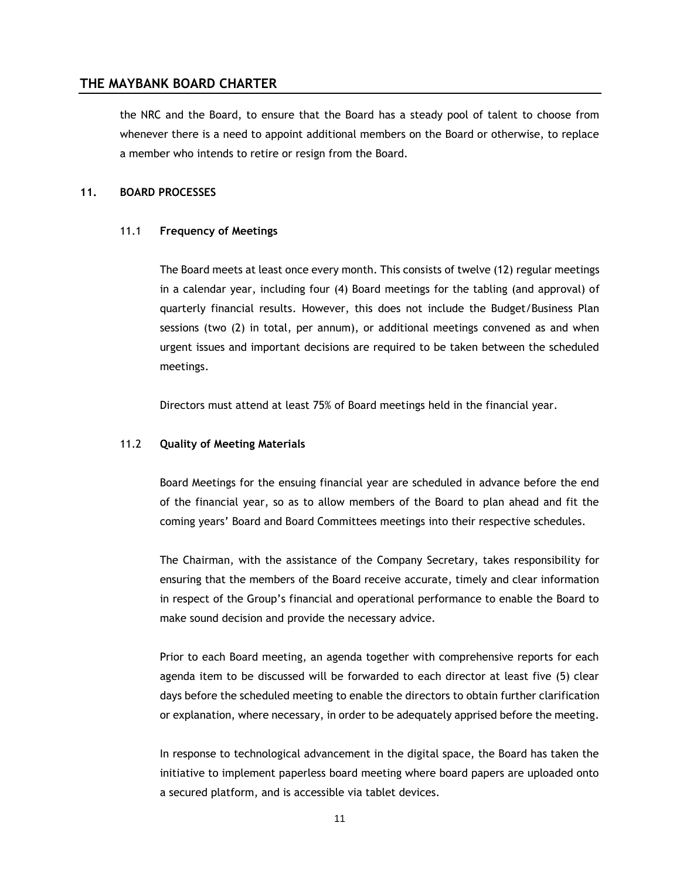the NRC and the Board, to ensure that the Board has a steady pool of talent to choose from whenever there is a need to appoint additional members on the Board or otherwise, to replace a member who intends to retire or resign from the Board.

## 11. BOARD PROCESSES

### 11.1 Frequency of Meetings

The Board meets at least once every month. This consists of twelve (12) regular meetings in a calendar year, including four (4) Board meetings for the tabling (and approval) of quarterly financial results. However, this does not include the Budget/Business Plan sessions (two (2) in total, per annum), or additional meetings convened as and when urgent issues and important decisions are required to be taken between the scheduled meetings.

Directors must attend at least 75% of Board meetings held in the financial year.

### 11.2 Quality of Meeting Materials

Board Meetings for the ensuing financial year are scheduled in advance before the end of the financial year, so as to allow members of the Board to plan ahead and fit the coming years' Board and Board Committees meetings into their respective schedules.

The Chairman, with the assistance of the Company Secretary, takes responsibility for ensuring that the members of the Board receive accurate, timely and clear information in respect of the Group's financial and operational performance to enable the Board to make sound decision and provide the necessary advice.

Prior to each Board meeting, an agenda together with comprehensive reports for each agenda item to be discussed will be forwarded to each director at least five (5) clear days before the scheduled meeting to enable the directors to obtain further clarification or explanation, where necessary, in order to be adequately apprised before the meeting.

In response to technological advancement in the digital space, the Board has taken the initiative to implement paperless board meeting where board papers are uploaded onto a secured platform, and is accessible via tablet devices.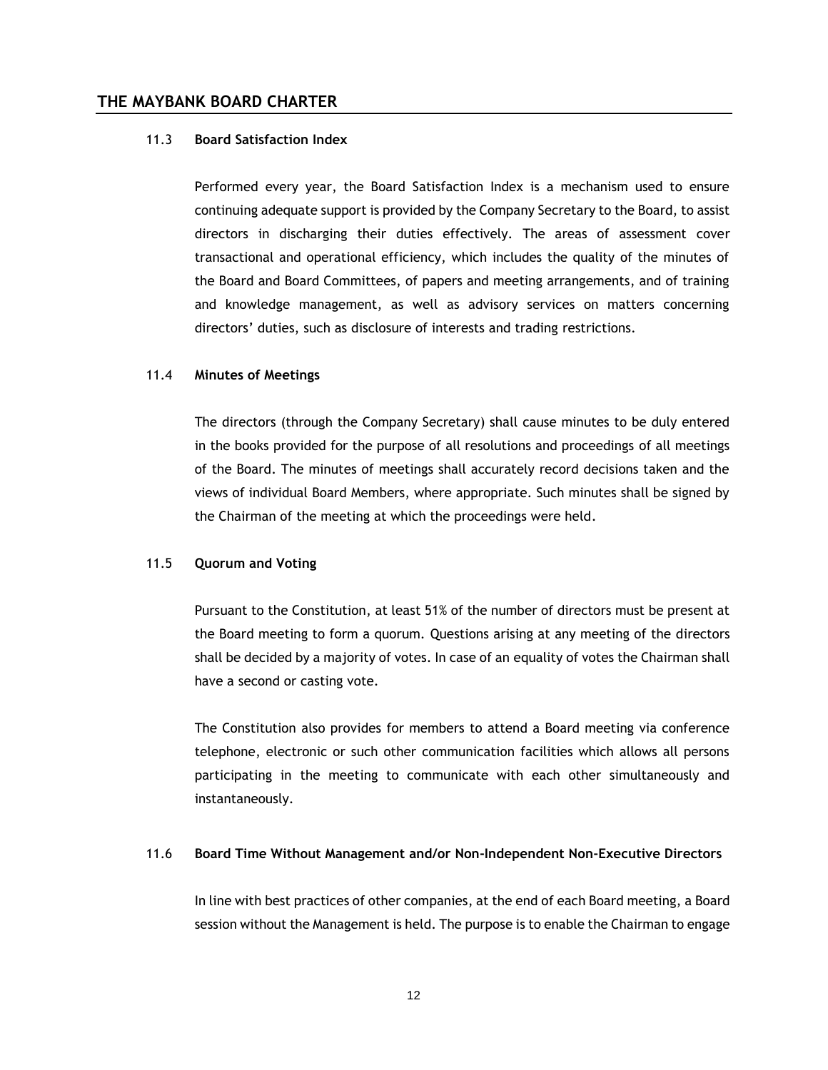### 11.3 Board Satisfaction Index

Performed every year, the Board Satisfaction Index is a mechanism used to ensure continuing adequate support is provided by the Company Secretary to the Board, to assist directors in discharging their duties effectively. The areas of assessment cover transactional and operational efficiency, which includes the quality of the minutes of the Board and Board Committees, of papers and meeting arrangements, and of training and knowledge management, as well as advisory services on matters concerning directors' duties, such as disclosure of interests and trading restrictions.

### 11.4 Minutes of Meetings

The directors (through the Company Secretary) shall cause minutes to be duly entered in the books provided for the purpose of all resolutions and proceedings of all meetings of the Board. The minutes of meetings shall accurately record decisions taken and the views of individual Board Members, where appropriate. Such minutes shall be signed by the Chairman of the meeting at which the proceedings were held.

### 11.5 Quorum and Voting

Pursuant to the Constitution, at least 51% of the number of directors must be present at the Board meeting to form a quorum. Questions arising at any meeting of the directors shall be decided by a majority of votes. In case of an equality of votes the Chairman shall have a second or casting vote.

The Constitution also provides for members to attend a Board meeting via conference telephone, electronic or such other communication facilities which allows all persons participating in the meeting to communicate with each other simultaneously and instantaneously.

### 11.6 Board Time Without Management and/or Non-Independent Non-Executive Directors

In line with best practices of other companies, at the end of each Board meeting, a Board session without the Management is held. The purpose is to enable the Chairman to engage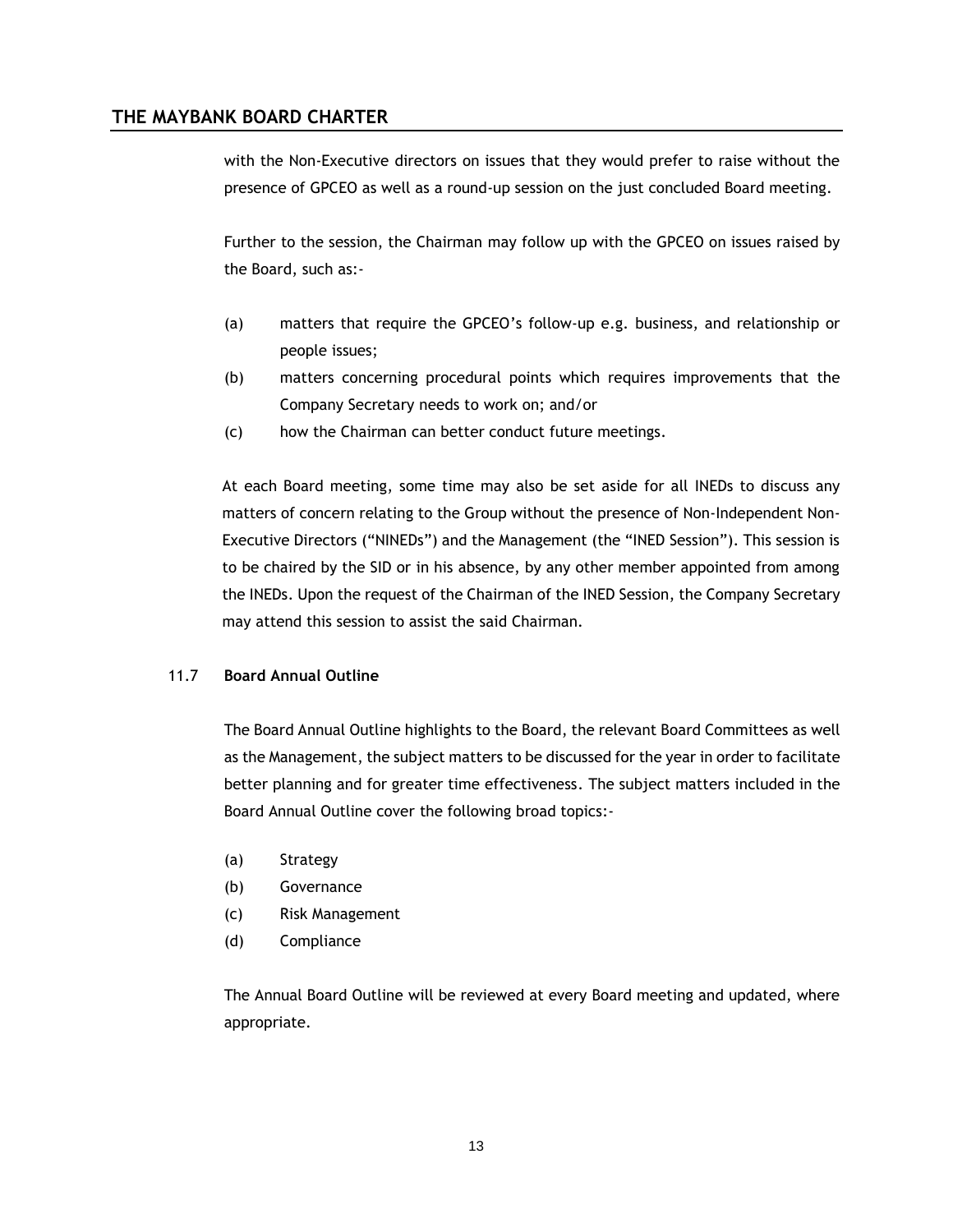with the Non-Executive directors on issues that they would prefer to raise without the presence of GPCEO as well as a round-up session on the just concluded Board meeting.

Further to the session, the Chairman may follow up with the GPCEO on issues raised by the Board, such as:-

(a) matters that require the GPCEO's follow-up e.g. business, and relationship or people issues;

(b) matters concerning procedural points which requires improvements that the Company Secretary needs to work on; and/or

(c) how the Chairman can better conduct future meetings.

At each Board meeting, some time may also be set aside for all INEDs to discuss any matters of concern relating to the Group without the presence of Non-Independent Non-Executive Directors ("NINEDs") and the Management (the "INED Session"). This session is to be chaired by the SID or in his absence, by any other member appointed from among the INEDs. Upon the request of the Chairman of the INED Session, the Company Secretary may attend this session to assist the said Chairman.

### 11.7 Board Annual Outline

The Board Annual Outline highlights to the Board, the relevant Board Committees as well as the Management, the subject matters to be discussed for the year in order to facilitate better planning and for greater time effectiveness. The subject matters included in the Board Annual Outline cover the following broad topics:-

(a) Strategy

(b) Governance

(c) Risk Management

(d) Compliance

The Annual Board Outline will be reviewed at every Board meeting and updated, where appropriate.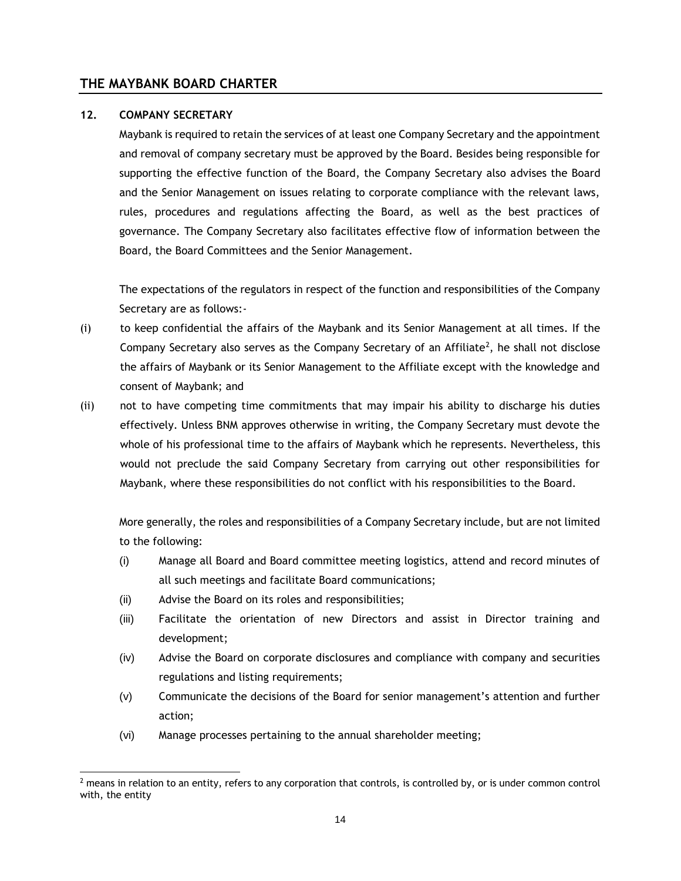### 12. COMPANY SECRETARY

Maybank is required to retain the services of at least one Company Secretary and the appointment and removal of company secretary must be approved by the Board. Besides being responsible for supporting the effective function of the Board, the Company Secretary also advises the Board and the Senior Management on issues relating to corporate compliance with the relevant laws, rules, procedures and regulations affecting the Board, as well as the best practices of governance. The Company Secretary also facilitates effective flow of information between the Board, the Board Committees and the Senior Management.

The expectations of the regulators in respect of the function and responsibilities of the Company Secretary are as follows:-

(i) to keep confidential the affairs of the Maybank and its Senior Management at all times. If the Company Secretary also serves as the Company Secretary of an Affiliate[2], he shall not disclose the affairs of Maybank or its Senior Management to the Affiliate except with the knowledge and consent of Maybank; and

(ii) not to have competing time commitments that may impair his ability to discharge his duties effectively. Unless BNM approves otherwise in writing, the Company Secretary must devote the whole of his professional time to the affairs of Maybank which he represents. Nevertheless, this would not preclude the said Company Secretary from carrying out other responsibilities for Maybank, where these responsibilities do not conflict with his responsibilities to the Board.

More generally, the roles and responsibilities of a Company Secretary include, but are not limited to the following:

(i) Manage all Board and Board committee meeting logistics, attend and record minutes of all such meetings and facilitate Board communications;

(ii) Advise the Board on its roles and responsibilities;

(iii) Facilitate the orientation of new Directors and assist in Director training and development;

(iv) Advise the Board on corporate disclosures and compliance with company and securities regulations and listing requirements;

(v) Communicate the decisions of the Board for senior management's attention and further action;

(vi) Manage processes pertaining to the annual shareholder meeting;

---

[2] means in relation to an entity, refers to any corporation that controls, is controlled by, or is under common control with, the entity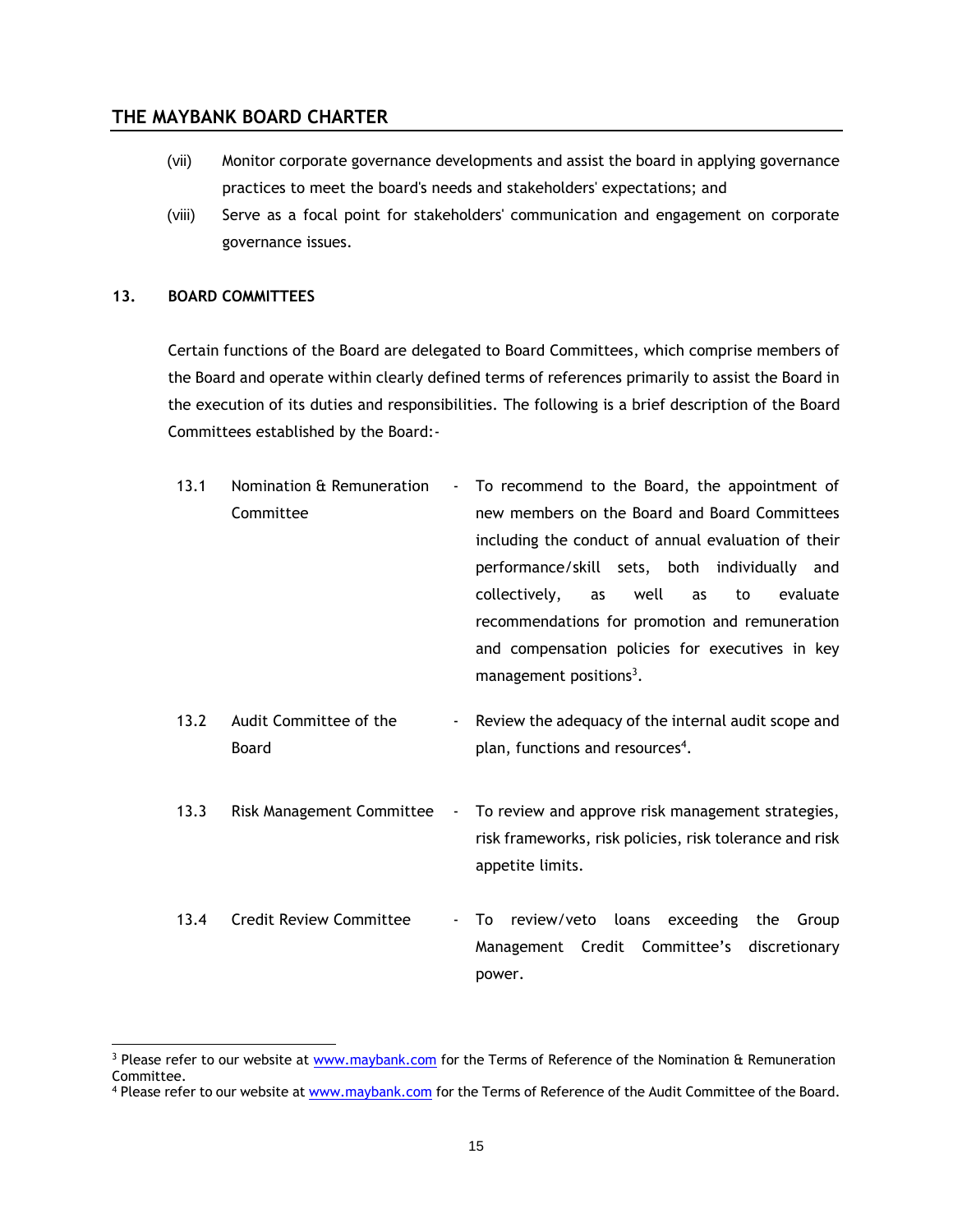(vii) Monitor corporate governance developments and assist the board in applying governance practices to meet the board's needs and stakeholders' expectations; and

(viii) Serve as a focal point for stakeholders' communication and engagement on corporate governance issues.

## 13. BOARD COMMITTEES

Certain functions of the Board are delegated to Board Committees, which comprise members of the Board and operate within clearly defined terms of references primarily to assist the Board in the execution of its duties and responsibilities. The following is a brief description of the Board Committees established by the Board:-

| | | | |
|---|---|---|---|
| 13.1 | Nomination & Remuneration Committee | - | To recommend to the Board, the appointment of new members on the Board and Board Committees including the conduct of annual evaluation of their performance/skill sets, both individually and collectively, as well as to evaluate recommendations for promotion and remuneration and compensation policies for executives in key management positions[3]. |
| 13.2 | Audit Committee of the Board | - | Review the adequacy of the internal audit scope and plan, functions and resources[4]. |
| 13.3 | Risk Management Committee | - | To review and approve risk management strategies, risk frameworks, risk policies, risk tolerance and risk appetite limits. |
| 13.4 | Credit Review Committee | - | To review/veto loans exceeding the Group Management Credit Committee's discretionary power. |

[3] Please refer to our website at www.maybank.com for the Terms of Reference of the Nomination & Remuneration Committee.

[4] Please refer to our website at www.maybank.com for the Terms of Reference of the Audit Committee of the Board.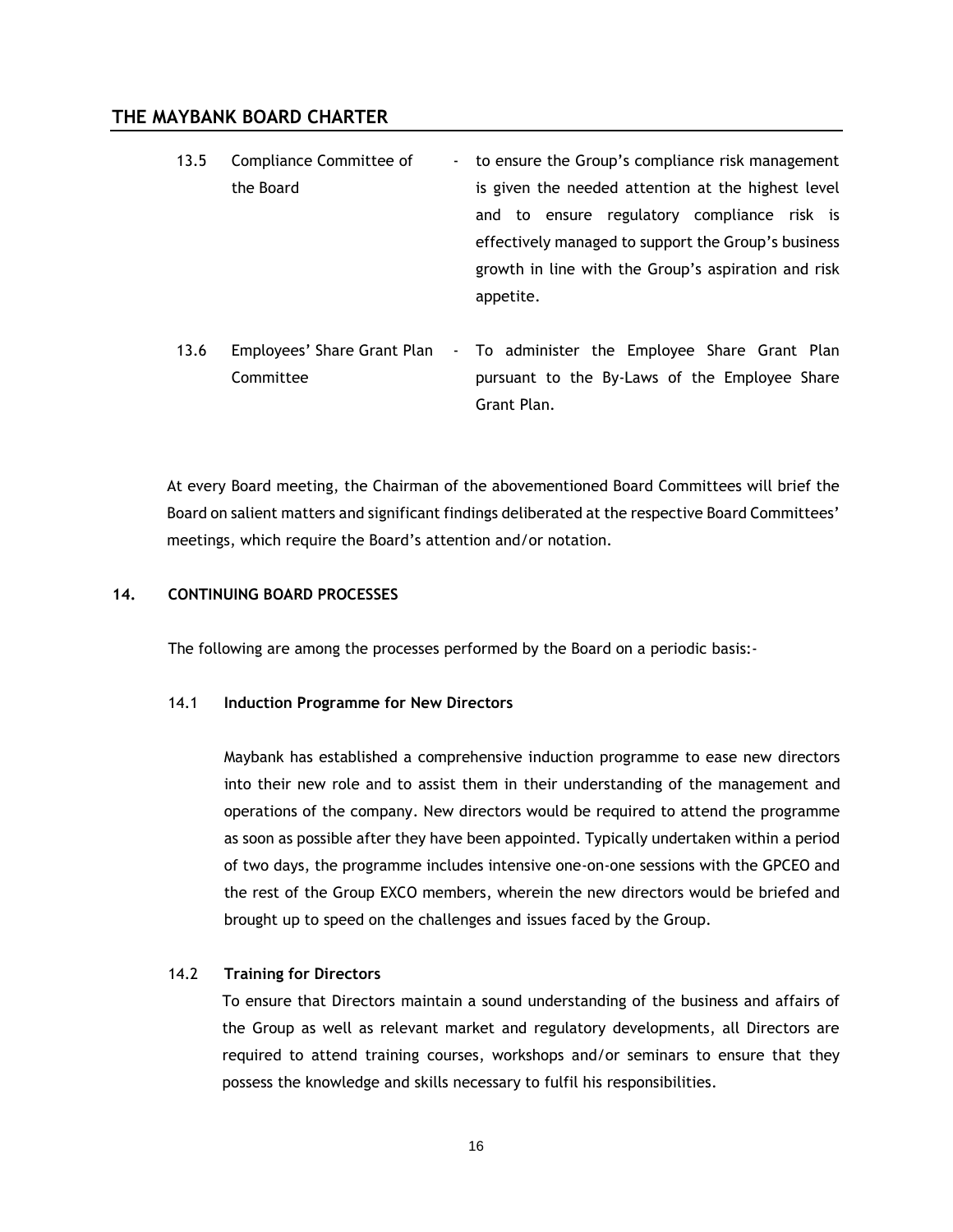| | | | |
|---|---|---|---|
| 13.5 | Compliance Committee of the Board | - | to ensure the Group's compliance risk management is given the needed attention at the highest level and to ensure regulatory compliance risk is effectively managed to support the Group's business growth in line with the Group's aspiration and risk appetite. |
| 13.6 | Employees' Share Grant Plan Committee | - | To administer the Employee Share Grant Plan pursuant to the By-Laws of the Employee Share Grant Plan. |

At every Board meeting, the Chairman of the abovementioned Board Committees will brief the Board on salient matters and significant findings deliberated at the respective Board Committees' meetings, which require the Board's attention and/or notation.

## 14. CONTINUING BOARD PROCESSES

The following are among the processes performed by the Board on a periodic basis:-

### 14.1 Induction Programme for New Directors

Maybank has established a comprehensive induction programme to ease new directors into their new role and to assist them in their understanding of the management and operations of the company. New directors would be required to attend the programme as soon as possible after they have been appointed. Typically undertaken within a period of two days, the programme includes intensive one-on-one sessions with the GPCEO and the rest of the Group EXCO members, wherein the new directors would be briefed and brought up to speed on the challenges and issues faced by the Group.

### 14.2 Training for Directors

To ensure that Directors maintain a sound understanding of the business and affairs of the Group as well as relevant market and regulatory developments, all Directors are required to attend training courses, workshops and/or seminars to ensure that they possess the knowledge and skills necessary to fulfil his responsibilities.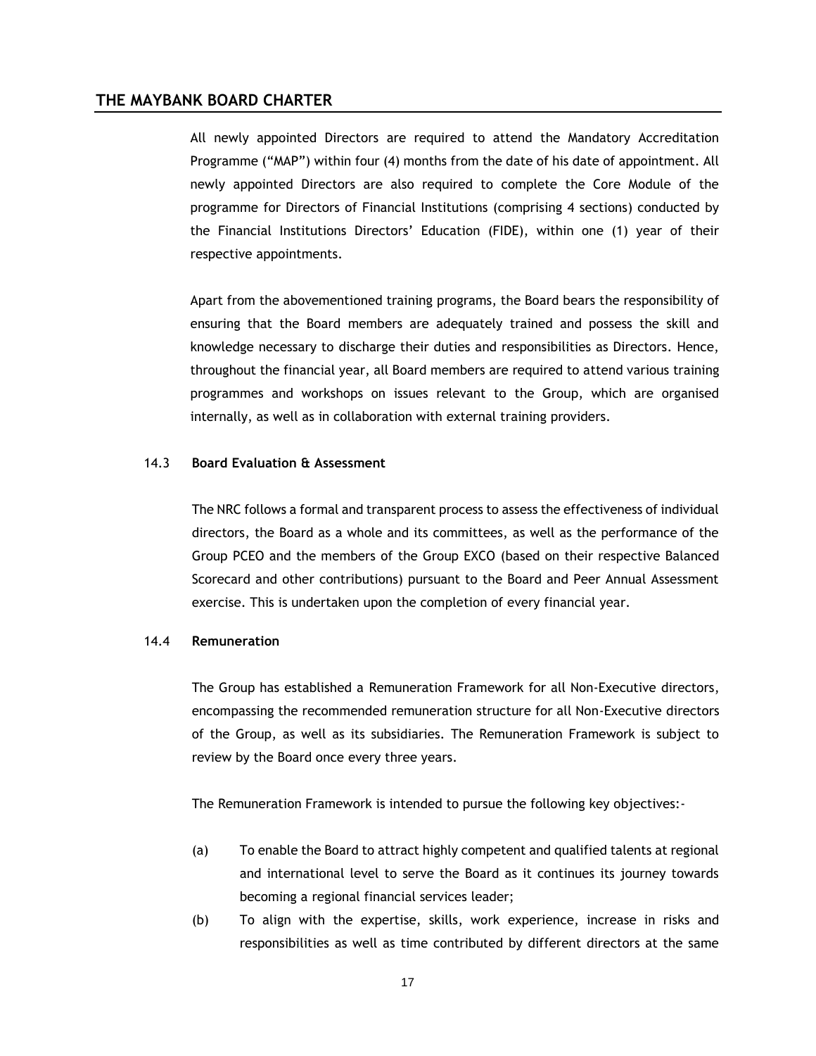All newly appointed Directors are required to attend the Mandatory Accreditation Programme ("MAP") within four (4) months from the date of his date of appointment. All newly appointed Directors are also required to complete the Core Module of the programme for Directors of Financial Institutions (comprising 4 sections) conducted by the Financial Institutions Directors' Education (FIDE), within one (1) year of their respective appointments.

Apart from the abovementioned training programs, the Board bears the responsibility of ensuring that the Board members are adequately trained and possess the skill and knowledge necessary to discharge their duties and responsibilities as Directors. Hence, throughout the financial year, all Board members are required to attend various training programmes and workshops on issues relevant to the Group, which are organised internally, as well as in collaboration with external training providers.

### 14.3 Board Evaluation & Assessment

The NRC follows a formal and transparent process to assess the effectiveness of individual directors, the Board as a whole and its committees, as well as the performance of the Group PCEO and the members of the Group EXCO (based on their respective Balanced Scorecard and other contributions) pursuant to the Board and Peer Annual Assessment exercise. This is undertaken upon the completion of every financial year.

### 14.4 Remuneration

The Group has established a Remuneration Framework for all Non-Executive directors, encompassing the recommended remuneration structure for all Non-Executive directors of the Group, as well as its subsidiaries. The Remuneration Framework is subject to review by the Board once every three years.

The Remuneration Framework is intended to pursue the following key objectives:-

(a) To enable the Board to attract highly competent and qualified talents at regional and international level to serve the Board as it continues its journey towards becoming a regional financial services leader;

(b) To align with the expertise, skills, work experience, increase in risks and responsibilities as well as time contributed by different directors at the same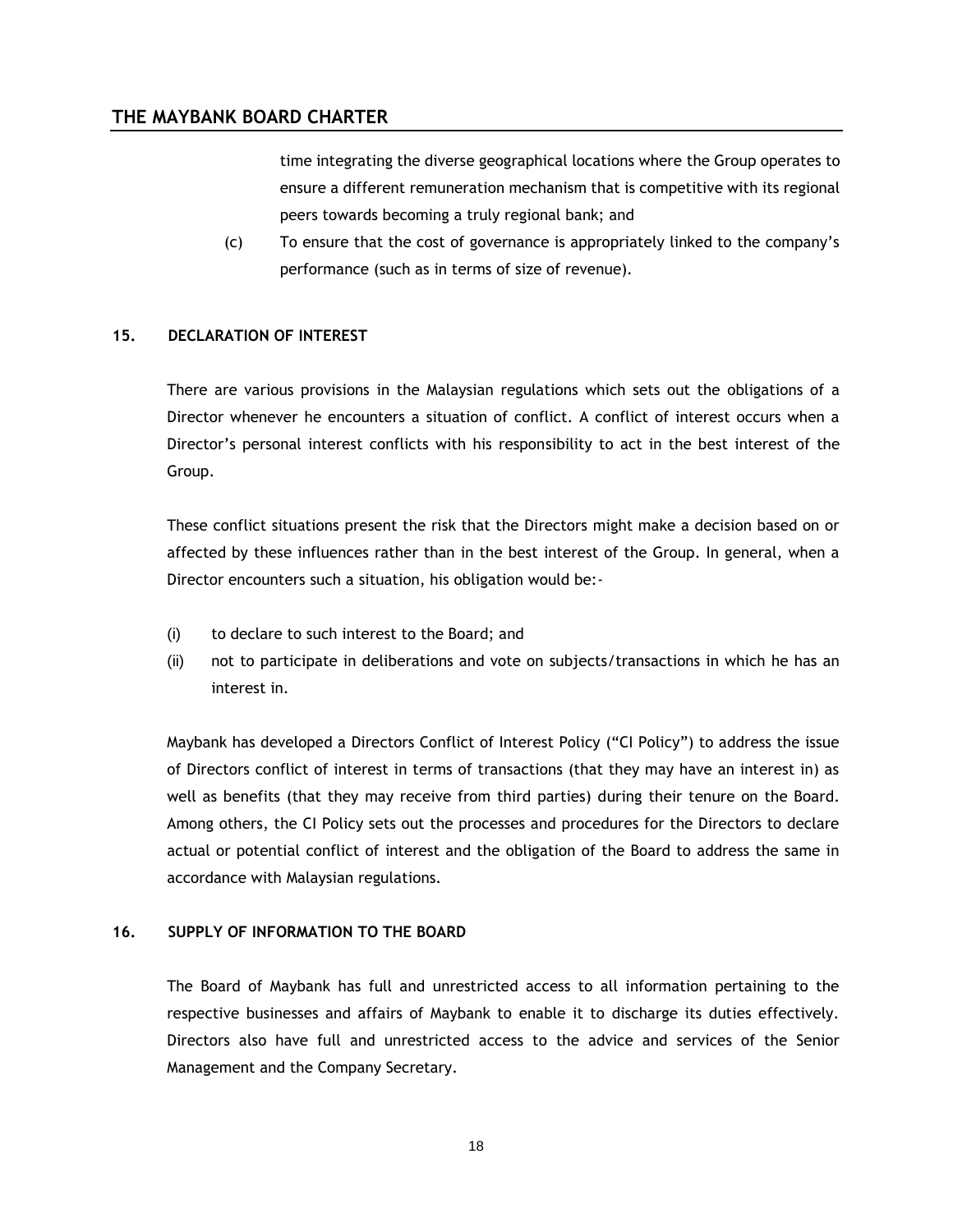time integrating the diverse geographical locations where the Group operates to ensure a different remuneration mechanism that is competitive with its regional peers towards becoming a truly regional bank; and

(c) To ensure that the cost of governance is appropriately linked to the company's performance (such as in terms of size of revenue).

## 15. DECLARATION OF INTEREST

There are various provisions in the Malaysian regulations which sets out the obligations of a Director whenever he encounters a situation of conflict. A conflict of interest occurs when a Director's personal interest conflicts with his responsibility to act in the best interest of the Group.

These conflict situations present the risk that the Directors might make a decision based on or affected by these influences rather than in the best interest of the Group. In general, when a Director encounters such a situation, his obligation would be:-

(i) to declare to such interest to the Board; and

(ii) not to participate in deliberations and vote on subjects/transactions in which he has an interest in.

Maybank has developed a Directors Conflict of Interest Policy ("CI Policy") to address the issue of Directors conflict of interest in terms of transactions (that they may have an interest in) as well as benefits (that they may receive from third parties) during their tenure on the Board. Among others, the CI Policy sets out the processes and procedures for the Directors to declare actual or potential conflict of interest and the obligation of the Board to address the same in accordance with Malaysian regulations.

## 16. SUPPLY OF INFORMATION TO THE BOARD

The Board of Maybank has full and unrestricted access to all information pertaining to the respective businesses and affairs of Maybank to enable it to discharge its duties effectively. Directors also have full and unrestricted access to the advice and services of the Senior Management and the Company Secretary.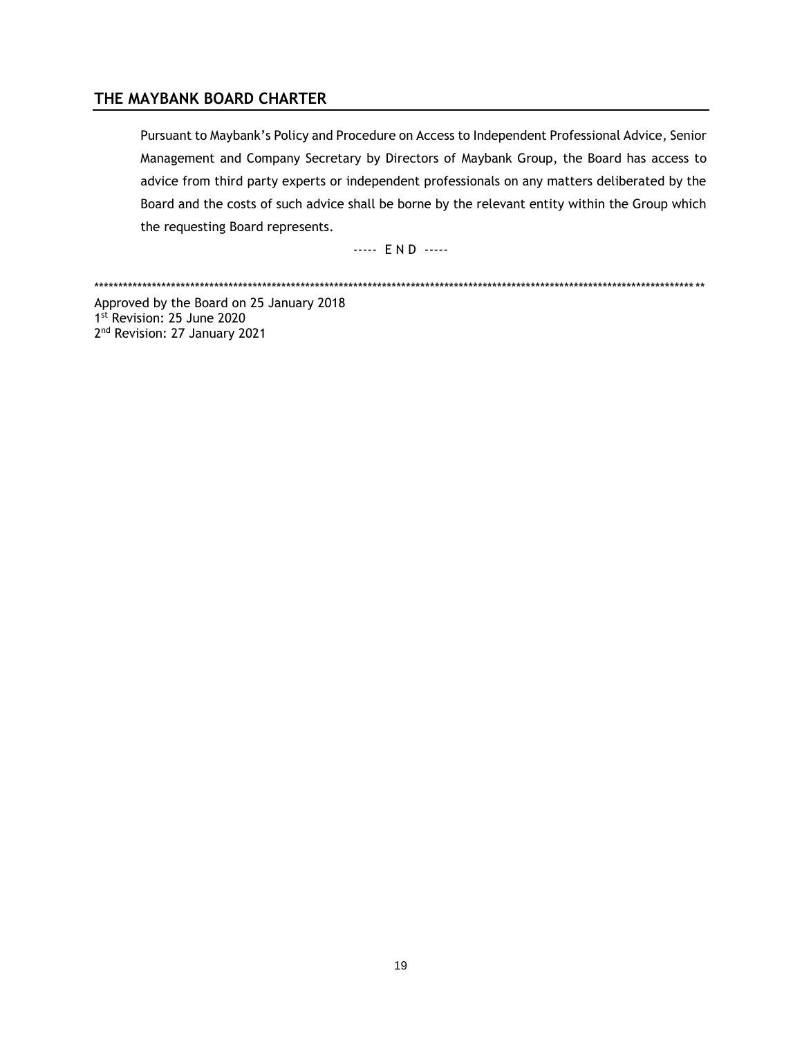Pursuant to Maybank's Policy and Procedure on Access to Independent Professional Advice, Senior Management and Company Secretary by Directors of Maybank Group, the Board has access to advice from third party experts or independent professionals on any matters deliberated by the Board and the costs of such advice shall be borne by the relevant entity within the Group which the requesting Board represents.

----- E N D -----

**************************************************************************************************************************************

Approved by the Board on 25 January 2018
1st Revision: 25 June 2020
2nd Revision: 27 January 2021